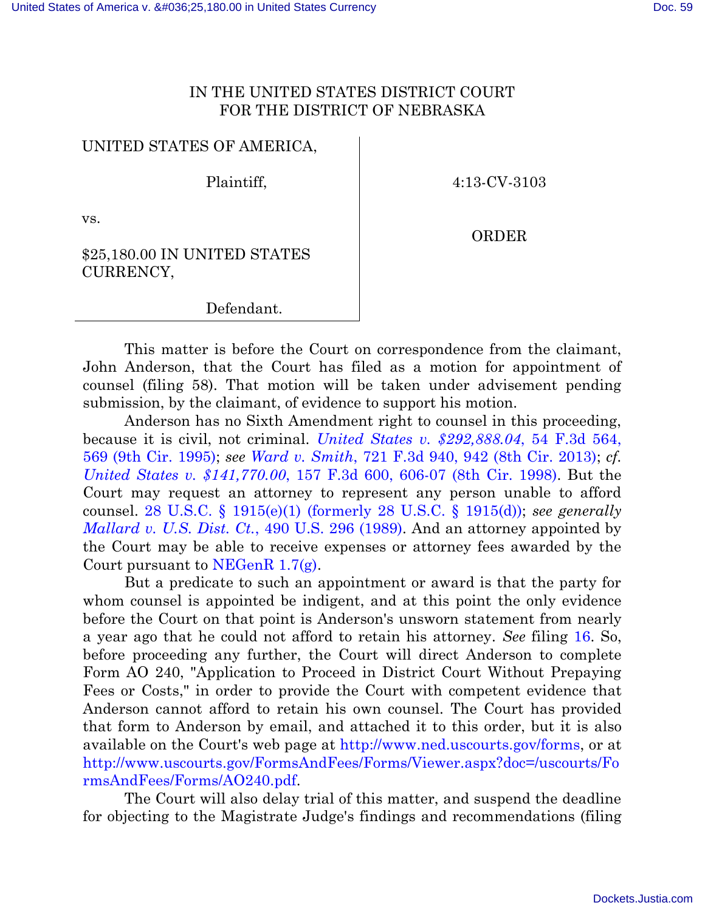IN THE UNITED STATES DISTRICT COURT
FOR THE DISTRICT OF NEBRASKA

| | |
|---|---|
| UNITED STATES OF AMERICA, Plaintiff, | 4:13-CV-3103 |
| vs. | ORDER |
| $25,180.00 IN UNITED STATES CURRENCY, Defendant. | |

This matter is before the Court on correspondence from the claimant, John Anderson, that the Court has filed as a motion for appointment of counsel (filing 58). That motion will be taken under advisement pending submission, by the claimant, of evidence to support his motion.

Anderson has no Sixth Amendment right to counsel in this proceeding, because it is civil, not criminal. *United States v. $292,888.04*, 54 F.3d 564, 569 (9th Cir. 1995); *see Ward v. Smith*, 721 F.3d 940, 942 (8th Cir. 2013); *cf. United States v. $141,770.00*, 157 F.3d 600, 606-07 (8th Cir. 1998). But the Court may request an attorney to represent any person unable to afford counsel. 28 U.S.C. § 1915(e)(1) (formerly 28 U.S.C. § 1915(d)); *see generally Mallard v. U.S. Dist. Ct.*, 490 U.S. 296 (1989). And an attorney appointed by the Court may be able to receive expenses or attorney fees awarded by the Court pursuant to NEGenR 1.7(g).

But a predicate to such an appointment or award is that the party for whom counsel is appointed be indigent, and at this point the only evidence before the Court on that point is Anderson's unsworn statement from nearly a year ago that he could not afford to retain his attorney. *See* filing 16. So, before proceeding any further, the Court will direct Anderson to complete Form AO 240, "Application to Proceed in District Court Without Prepaying Fees or Costs," in order to provide the Court with competent evidence that Anderson cannot afford to retain his own counsel. The Court has provided that form to Anderson by email, and attached it to this order, but it is also available on the Court's web page at http://www.ned.uscourts.gov/forms, or at http://www.uscourts.gov/FormsAndFees/Forms/Viewer.aspx?doc=/uscourts/FormsAndFees/Forms/AO240.pdf.

The Court will also delay trial of this matter, and suspend the deadline for objecting to the Magistrate Judge's findings and recommendations (filing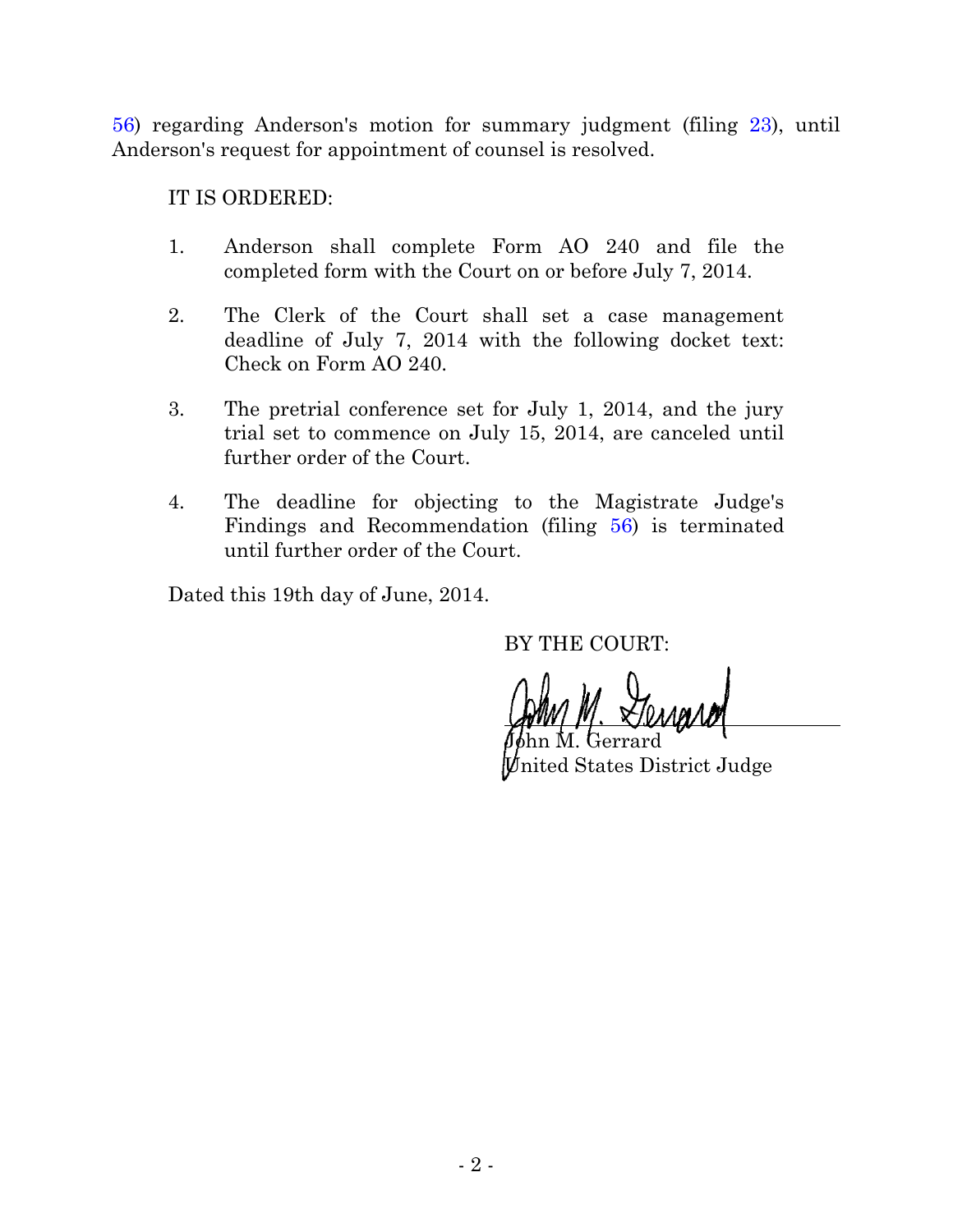56) regarding Anderson's motion for summary judgment (filing 23), until Anderson's request for appointment of counsel is resolved.

IT IS ORDERED:

1. Anderson shall complete Form AO 240 and file the completed form with the Court on or before July 7, 2014.

2. The Clerk of the Court shall set a case management deadline of July 7, 2014 with the following docket text: Check on Form AO 240.

3. The pretrial conference set for July 1, 2014, and the jury trial set to commence on July 15, 2014, are canceled until further order of the Court.

4. The deadline for objecting to the Magistrate Judge's Findings and Recommendation (filing 56) is terminated until further order of the Court.

Dated this 19th day of June, 2014.

BY THE COURT:

John M. Gerrard
United States District Judge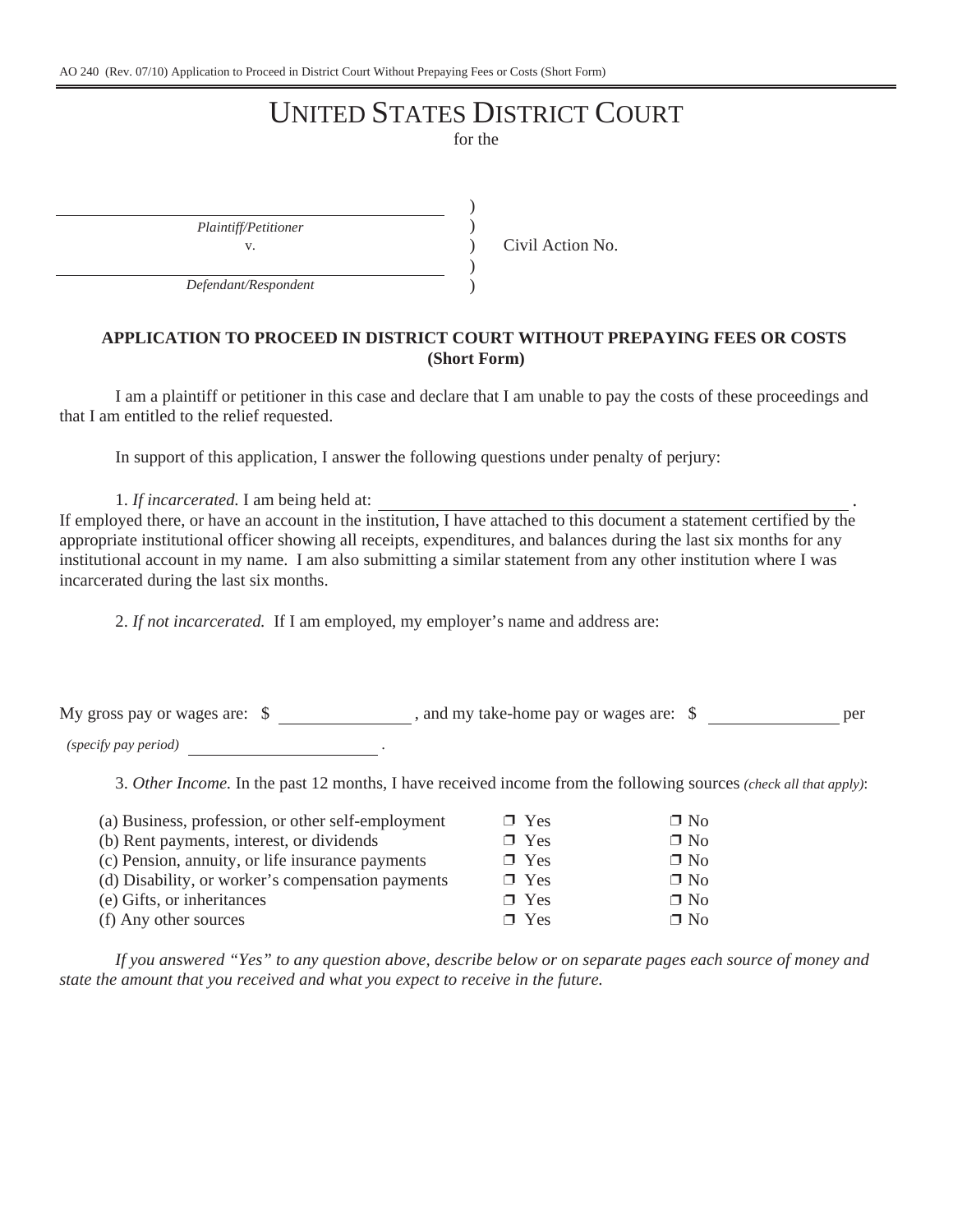AO 240 (Rev. 07/10) Application to Proceed in District Court Without Prepaying Fees or Costs (Short Form)

# UNITED STATES DISTRICT COURT

for the

| | | |
|---|---|---|
| ______________________________ *Plaintiff/Petitioner* | ) | |
| v. | ) | Civil Action No. |
| ______________________________ *Defendant/Respondent* | ) | |

**APPLICATION TO PROCEED IN DISTRICT COURT WITHOUT PREPAYING FEES OR COSTS (Short Form)**

I am a plaintiff or petitioner in this case and declare that I am unable to pay the costs of these proceedings and that I am entitled to the relief requested.

In support of this application, I answer the following questions under penalty of perjury:

1. *If incarcerated.* I am being held at: ______________________________ . If employed there, or have an account in the institution, I have attached to this document a statement certified by the appropriate institutional officer showing all receipts, expenditures, and balances during the last six months for any institutional account in my name. I am also submitting a similar statement from any other institution where I was incarcerated during the last six months.

2. *If not incarcerated.* If I am employed, my employer's name and address are:

My gross pay or wages are: $ __________ , and my take-home pay or wages are: $ __________ per *(specify pay period)* __________ .

3. *Other Income.* In the past 12 months, I have received income from the following sources *(check all that apply)*:

| | | |
|---|---|---|
| (a) Business, profession, or other self-employment | ❒ Yes | ❒ No |
| (b) Rent payments, interest, or dividends | ❒ Yes | ❒ No |
| (c) Pension, annuity, or life insurance payments | ❒ Yes | ❒ No |
| (d) Disability, or worker's compensation payments | ❒ Yes | ❒ No |
| (e) Gifts, or inheritances | ❒ Yes | ❒ No |
| (f) Any other sources | ❒ Yes | ❒ No |

*If you answered "Yes" to any question above, describe below or on separate pages each source of money and state the amount that you received and what you expect to receive in the future.*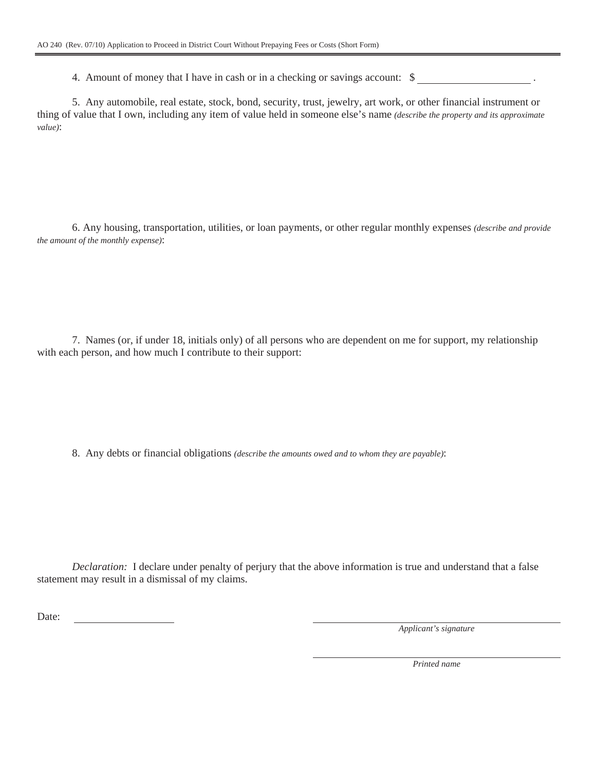4. Amount of money that I have in cash or in a checking or savings account: $ ____________________ .

5. Any automobile, real estate, stock, bond, security, trust, jewelry, art work, or other financial instrument or thing of value that I own, including any item of value held in someone else's name *(describe the property and its approximate value)*:

6. Any housing, transportation, utilities, or loan payments, or other regular monthly expenses *(describe and provide the amount of the monthly expense)*:

7. Names (or, if under 18, initials only) of all persons who are dependent on me for support, my relationship with each person, and how much I contribute to their support:

8. Any debts or financial obligations *(describe the amounts owed and to whom they are payable)*:

*Declaration:* I declare under penalty of perjury that the above information is true and understand that a false statement may result in a dismissal of my claims.

Date: ____________________

______________________________
*Applicant's signature*

______________________________
*Printed name*